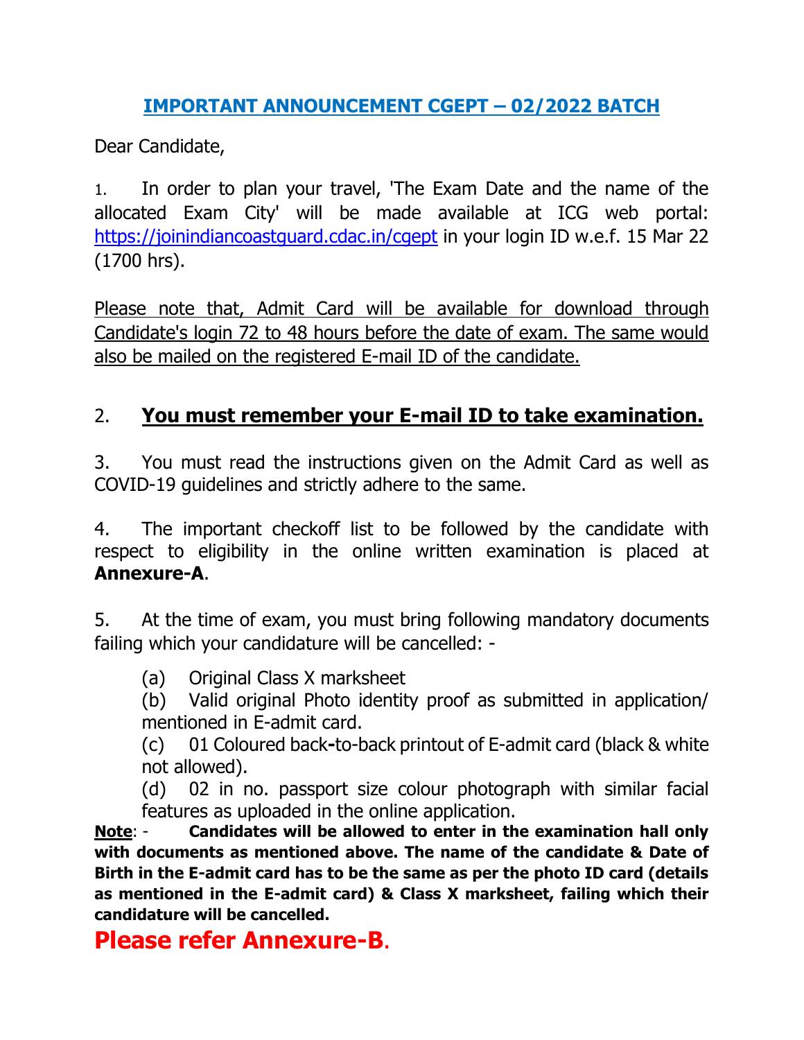## IMPORTANT ANNOUNCEMENT CGEPT – 02/2022 BATCH

Dear Candidate,

1. In order to plan your travel, 'The Exam Date and the name of the allocated Exam City' will be made available at ICG web portal: https://joinindiancoastguard.cdac.in/cgept in your login ID w.e.f. 15 Mar 22 (1700 hrs).

Please note that, Admit Card will be available for download through Candidate's login 72 to 48 hours before the date of exam. The same would also be mailed on the registered E-mail ID of the candidate.

2. **You must remember your E-mail ID to take examination.**

3. You must read the instructions given on the Admit Card as well as COVID-19 guidelines and strictly adhere to the same.

4. The important checkoff list to be followed by the candidate with respect to eligibility in the online written examination is placed at **Annexure-A**.

5. At the time of exam, you must bring following mandatory documents failing which your candidature will be cancelled: -

(a) Original Class X marksheet

(b) Valid original Photo identity proof as submitted in application/ mentioned in E-admit card.

(c) 01 Coloured back-to-back printout of E-admit card (black & white not allowed).

(d) 02 in no. passport size colour photograph with similar facial features as uploaded in the online application.

**Note**: - **Candidates will be allowed to enter in the examination hall only with documents as mentioned above. The name of the candidate & Date of Birth in the E-admit card has to be the same as per the photo ID card (details as mentioned in the E-admit card) & Class X marksheet, failing which their candidature will be cancelled.**

**Please refer Annexure-B.**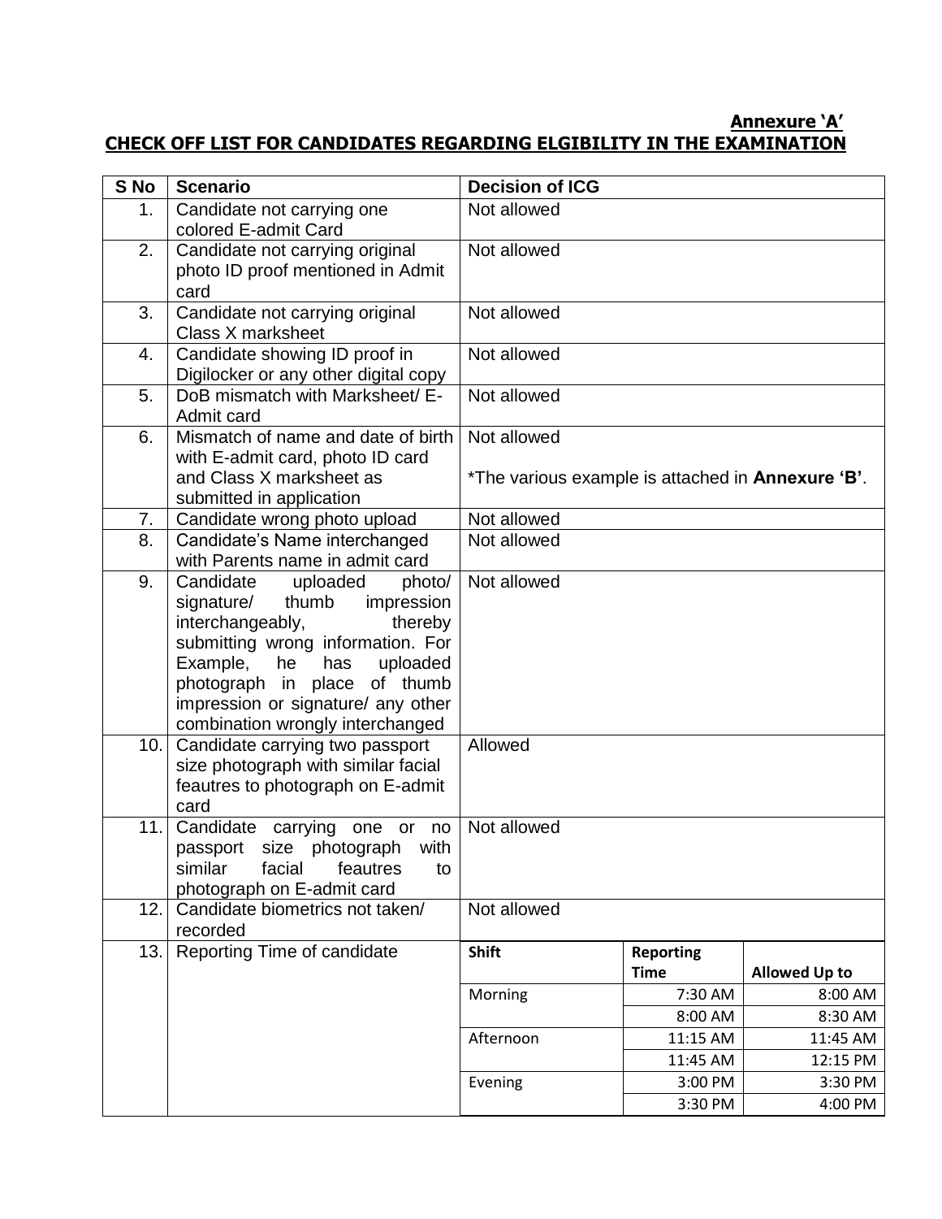**Annexure 'A'**

## CHECK OFF LIST FOR CANDIDATES REGARDING ELGIBILITY IN THE EXAMINATION

| S No | Scenario | Decision of ICG | | |
|---|---|---|---|---|
| 1. | Candidate not carrying one colored E-admit Card | Not allowed | | |
| 2. | Candidate not carrying original photo ID proof mentioned in Admit card | Not allowed | | |
| 3. | Candidate not carrying original Class X marksheet | Not allowed | | |
| 4. | Candidate showing ID proof in Digilocker or any other digital copy | Not allowed | | |
| 5. | DoB mismatch with Marksheet/ E-Admit card | Not allowed | | |
| 6. | Mismatch of name and date of birth with E-admit card, photo ID card and Class X marksheet as submitted in application | Not allowed<br><br>*The various example is attached in **Annexure 'B'**. | | |
| 7. | Candidate wrong photo upload | Not allowed | | |
| 8. | Candidate's Name interchanged with Parents name in admit card | Not allowed | | |
| 9. | Candidate uploaded photo/ signature/ thumb impression interchangeably, thereby submitting wrong information. For Example, he has uploaded photograph in place of thumb impression or signature/ any other combination wrongly interchanged | Not allowed | | |
| 10. | Candidate carrying two passport size photograph with similar facial feautres to photograph on E-admit card | Allowed | | |
| 11. | Candidate carrying one or no passport size photograph with similar facial feautres to photograph on E-admit card | Not allowed | | |
| 12. | Candidate biometrics not taken/ recorded | Not allowed | | |
| 13. | Reporting Time of candidate | **Shift** | **Reporting Time** | **Allowed Up to** |
| | | Morning | 7:30 AM | 8:00 AM |
| | | | 8:00 AM | 8:30 AM |
| | | Afternoon | 11:15 AM | 11:45 AM |
| | | | 11:45 AM | 12:15 PM |
| | | Evening | 3:00 PM | 3:30 PM |
| | | | 3:30 PM | 4:00 PM |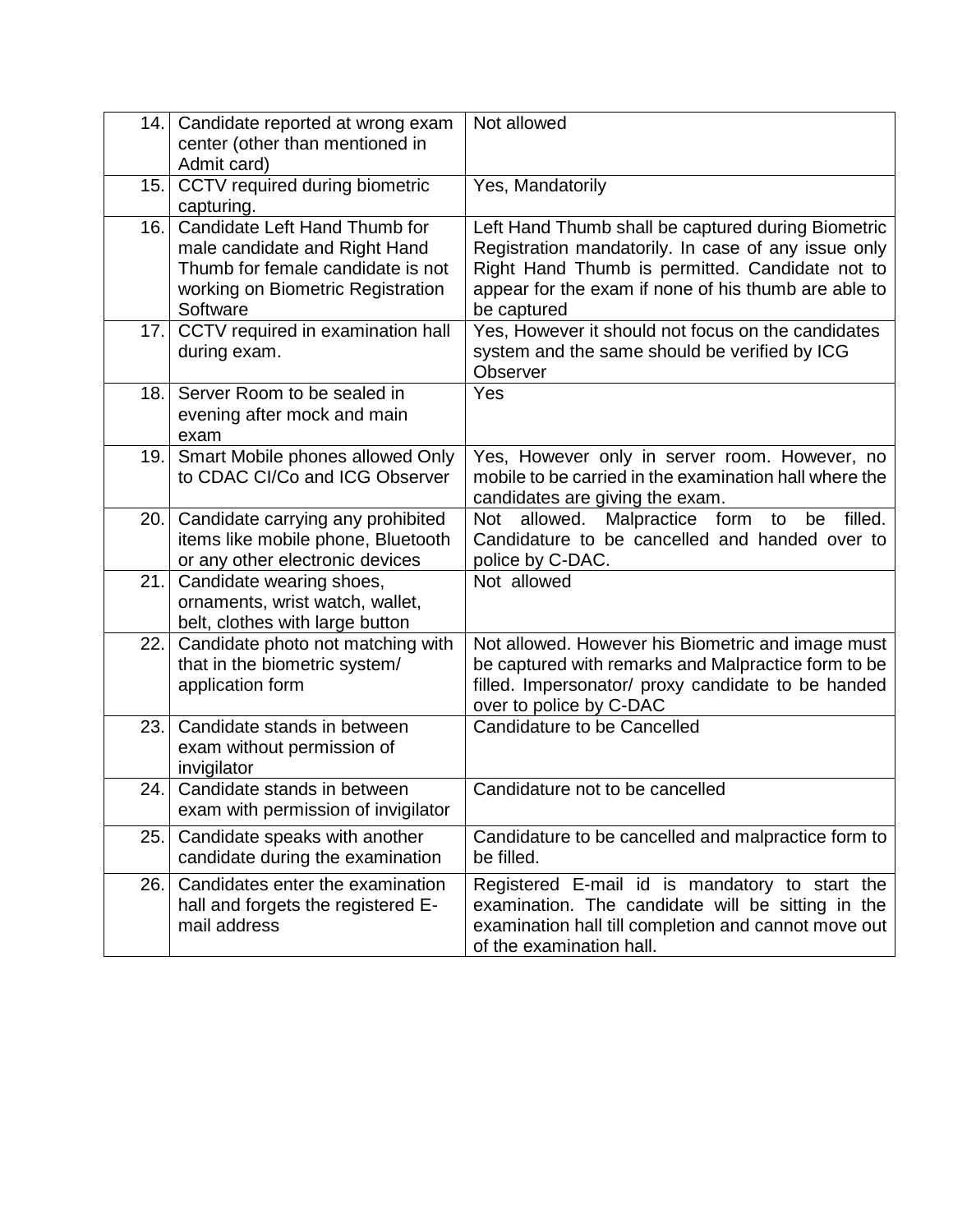| 14. | Candidate reported at wrong exam center (other than mentioned in Admit card) | Not allowed |
|---|---|---|
| 15. | CCTV required during biometric capturing. | Yes, Mandatorily |
| 16. | Candidate Left Hand Thumb for male candidate and Right Hand Thumb for female candidate is not working on Biometric Registration Software | Left Hand Thumb shall be captured during Biometric Registration mandatorily. In case of any issue only Right Hand Thumb is permitted. Candidate not to appear for the exam if none of his thumb are able to be captured |
| 17. | CCTV required in examination hall during exam. | Yes, However it should not focus on the candidates system and the same should be verified by ICG Observer |
| 18. | Server Room to be sealed in evening after mock and main exam | Yes |
| 19. | Smart Mobile phones allowed Only to CDAC CI/Co and ICG Observer | Yes, However only in server room. However, no mobile to be carried in the examination hall where the candidates are giving the exam. |
| 20. | Candidate carrying any prohibited items like mobile phone, Bluetooth or any other electronic devices | Not allowed. Malpractice form to be filled. Candidature to be cancelled and handed over to police by C-DAC. |
| 21. | Candidate wearing shoes, ornaments, wrist watch, wallet, belt, clothes with large button | Not allowed |
| 22. | Candidate photo not matching with that in the biometric system/ application form | Not allowed. However his Biometric and image must be captured with remarks and Malpractice form to be filled. Impersonator/ proxy candidate to be handed over to police by C-DAC |
| 23. | Candidate stands in between exam without permission of invigilator | Candidature to be Cancelled |
| 24. | Candidate stands in between exam with permission of invigilator | Candidature not to be cancelled |
| 25. | Candidate speaks with another candidate during the examination | Candidature to be cancelled and malpractice form to be filled. |
| 26. | Candidates enter the examination hall and forgets the registered E-mail address | Registered E-mail id is mandatory to start the examination. The candidate will be sitting in the examination hall till completion and cannot move out of the examination hall. |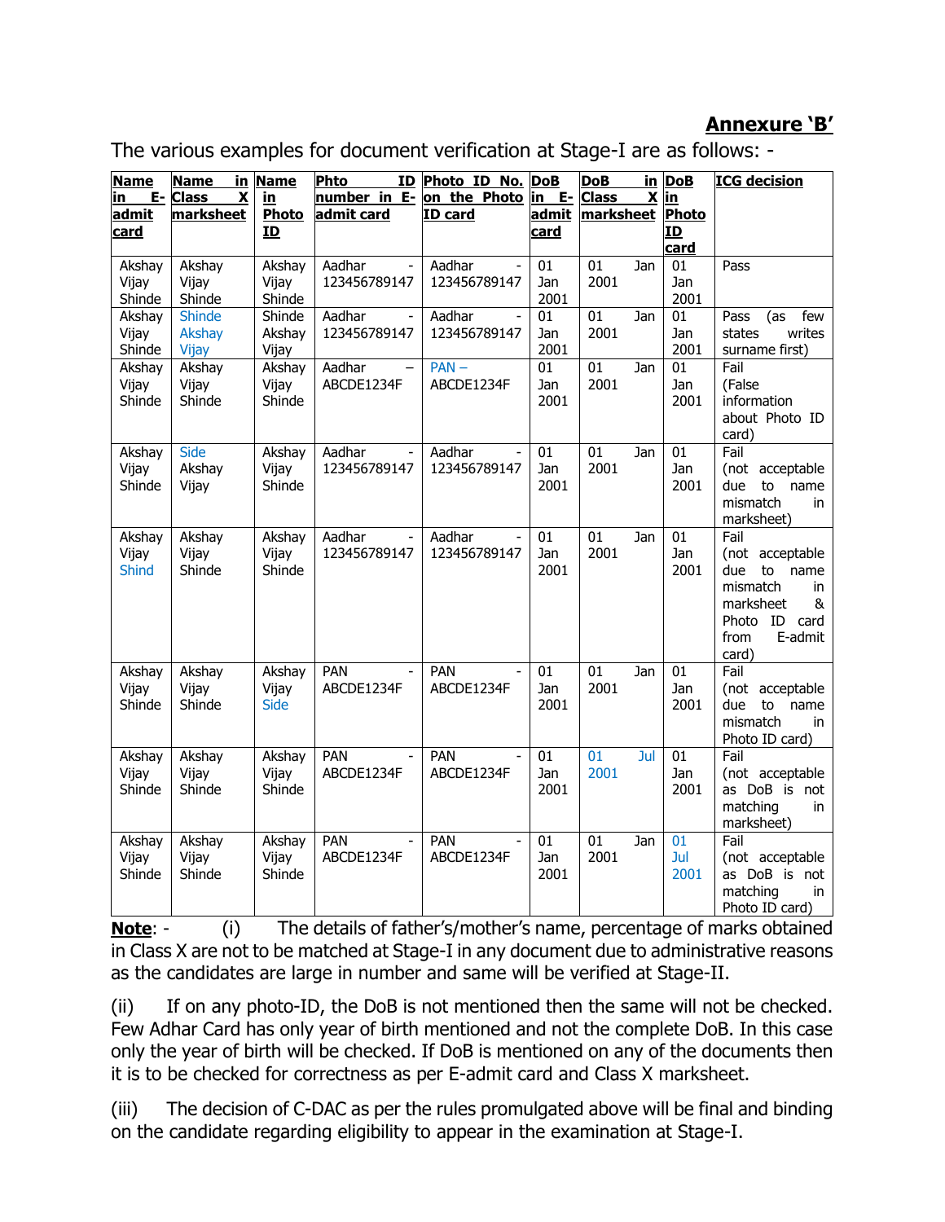**Annexure 'B'**

The various examples for document verification at Stage-I are as follows: -

| Name in E-admit card | Name in Class X marksheet | Name in Photo ID | Phto ID number in E-admit card | Photo ID No. on the Photo ID card | DoB in E-admit card | DoB in Class X marksheet | DoB in Photo ID card | ICG decision |
|---|---|---|---|---|---|---|---|---|
| Akshay Vijay Shinde | Akshay Vijay Shinde | Akshay Vijay Shinde | Aadhar - 123456789147 | Aadhar - 123456789147 | 01 Jan 2001 | 01 Jan 2001 | 01 Jan 2001 | Pass |
| Akshay Vijay Shinde | Shinde Akshay Vijay | Shinde Akshay Vijay | Aadhar - 123456789147 | Aadhar - 123456789147 | 01 Jan 2001 | 01 Jan 2001 | 01 Jan 2001 | Pass (as few states writes surname first) |
| Akshay Vijay Shinde | Akshay Vijay Shinde | Akshay Vijay Shinde | Aadhar – ABCDE1234F | PAN – ABCDE1234F | 01 Jan 2001 | 01 Jan 2001 | 01 Jan 2001 | Fail (False information about Photo ID card) |
| Akshay Vijay Shinde | Side Akshay Vijay | Akshay Vijay Shinde | Aadhar - 123456789147 | Aadhar - 123456789147 | 01 Jan 2001 | 01 Jan 2001 | 01 Jan 2001 | Fail (not acceptable due to name mismatch in marksheet) |
| Akshay Vijay Shind | Akshay Vijay Shinde | Akshay Vijay Shinde | Aadhar - 123456789147 | Aadhar - 123456789147 | 01 Jan 2001 | 01 Jan 2001 | 01 Jan 2001 | Fail (not acceptable due to name mismatch in marksheet & Photo ID card from E-admit card) |
| Akshay Vijay Shinde | Akshay Vijay Shinde | Akshay Vijay Side | PAN - ABCDE1234F | PAN - ABCDE1234F | 01 Jan 2001 | 01 Jan 2001 | 01 Jan 2001 | Fail (not acceptable due to name mismatch in Photo ID card) |
| Akshay Vijay Shinde | Akshay Vijay Shinde | Akshay Vijay Shinde | PAN - ABCDE1234F | PAN - ABCDE1234F | 01 Jan 2001 | 01 Jul 2001 | 01 Jan 2001 | Fail (not acceptable as DoB is not matching in marksheet) |
| Akshay Vijay Shinde | Akshay Vijay Shinde | Akshay Vijay Shinde | PAN - ABCDE1234F | PAN - ABCDE1234F | 01 Jan 2001 | 01 Jan 2001 | 01 Jul 2001 | Fail (not acceptable as DoB is not matching in Photo ID card) |

**Note**: - (i) The details of father's/mother's name, percentage of marks obtained in Class X are not to be matched at Stage-I in any document due to administrative reasons as the candidates are large in number and same will be verified at Stage-II.

(ii) If on any photo-ID, the DoB is not mentioned then the same will not be checked. Few Adhar Card has only year of birth mentioned and not the complete DoB. In this case only the year of birth will be checked. If DoB is mentioned on any of the documents then it is to be checked for correctness as per E-admit card and Class X marksheet.

(iii) The decision of C-DAC as per the rules promulgated above will be final and binding on the candidate regarding eligibility to appear in the examination at Stage-I.